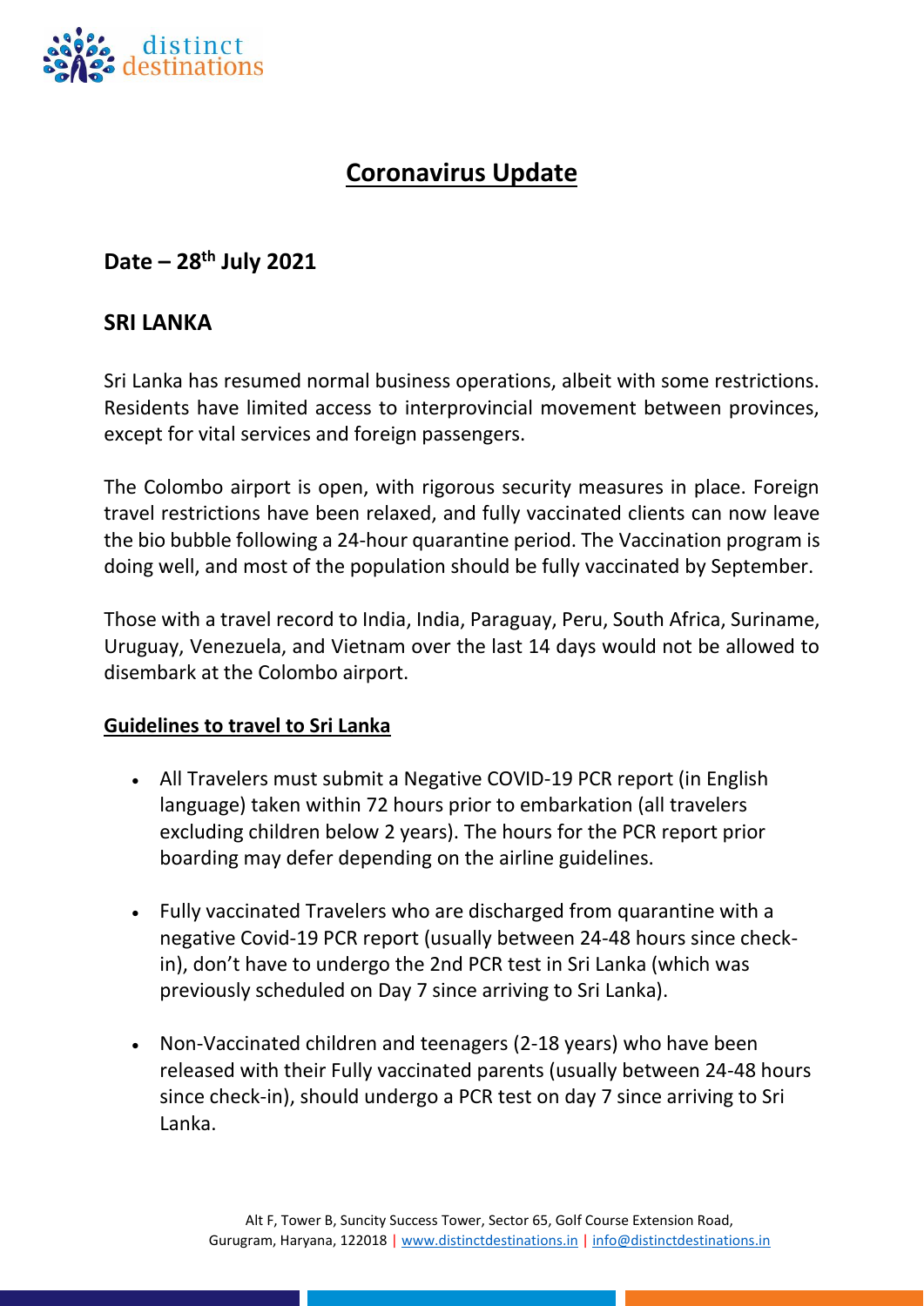# Coronavirus Update

## Date – 28th July 2021

## SRI LANKA

Sri Lanka has resumed normal business operations, albeit with some restrictions. Residents have limited access to interprovincial movement between provinces, except for vital services and foreign passengers.

The Colombo airport is open, with rigorous security measures in place. Foreign travel restrictions have been relaxed, and fully vaccinated clients can now leave the bio bubble following a 24-hour quarantine period. The Vaccination program is doing well, and most of the population should be fully vaccinated by September.

Those with a travel record to India, India, Paraguay, Peru, South Africa, Suriname, Uruguay, Venezuela, and Vietnam over the last 14 days would not be allowed to disembark at the Colombo airport.

### Guidelines to travel to Sri Lanka

- All Travelers must submit a Negative COVID-19 PCR report (in English language) taken within 72 hours prior to embarkation (all travelers excluding children below 2 years). The hours for the PCR report prior boarding may defer depending on the airline guidelines.
- Fully vaccinated Travelers who are discharged from quarantine with a negative Covid-19 PCR report (usually between 24-48 hours since check-in), don't have to undergo the 2nd PCR test in Sri Lanka (which was previously scheduled on Day 7 since arriving to Sri Lanka).
- Non-Vaccinated children and teenagers (2-18 years) who have been released with their Fully vaccinated parents (usually between 24-48 hours since check-in), should undergo a PCR test on day 7 since arriving to Sri Lanka.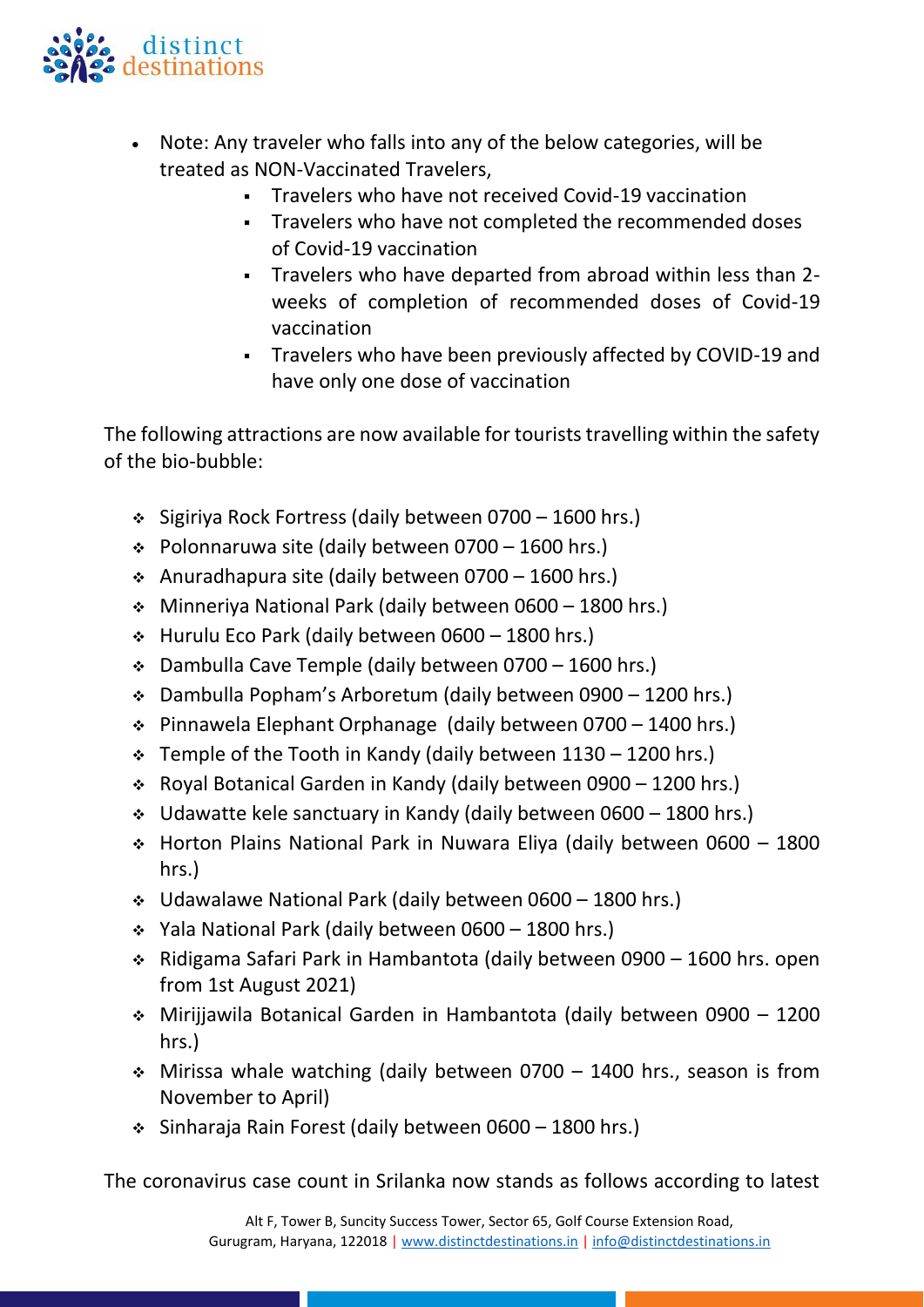- Note: Any traveler who falls into any of the below categories, will be treated as NON-Vaccinated Travelers,
  - Travelers who have not received Covid-19 vaccination
  - Travelers who have not completed the recommended doses of Covid-19 vaccination
  - Travelers who have departed from abroad within less than 2-weeks of completion of recommended doses of Covid-19 vaccination
  - Travelers who have been previously affected by COVID-19 and have only one dose of vaccination

The following attractions are now available for tourists travelling within the safety of the bio-bubble:

- Sigiriya Rock Fortress (daily between 0700 – 1600 hrs.)
- Polonnaruwa site (daily between 0700 – 1600 hrs.)
- Anuradhapura site (daily between 0700 – 1600 hrs.)
- Minneriya National Park (daily between 0600 – 1800 hrs.)
- Hurulu Eco Park (daily between 0600 – 1800 hrs.)
- Dambulla Cave Temple (daily between 0700 – 1600 hrs.)
- Dambulla Popham's Arboretum (daily between 0900 – 1200 hrs.)
- Pinnawela Elephant Orphanage (daily between 0700 – 1400 hrs.)
- Temple of the Tooth in Kandy (daily between 1130 – 1200 hrs.)
- Royal Botanical Garden in Kandy (daily between 0900 – 1200 hrs.)
- Udawatte kele sanctuary in Kandy (daily between 0600 – 1800 hrs.)
- Horton Plains National Park in Nuwara Eliya (daily between 0600 – 1800 hrs.)
- Udawalawe National Park (daily between 0600 – 1800 hrs.)
- Yala National Park (daily between 0600 – 1800 hrs.)
- Ridigama Safari Park in Hambantota (daily between 0900 – 1600 hrs. open from 1st August 2021)
- Mirijjawila Botanical Garden in Hambantota (daily between 0900 – 1200 hrs.)
- Mirissa whale watching (daily between 0700 – 1400 hrs., season is from November to April)
- Sinharaja Rain Forest (daily between 0600 – 1800 hrs.)

The coronavirus case count in Srilanka now stands as follows according to latest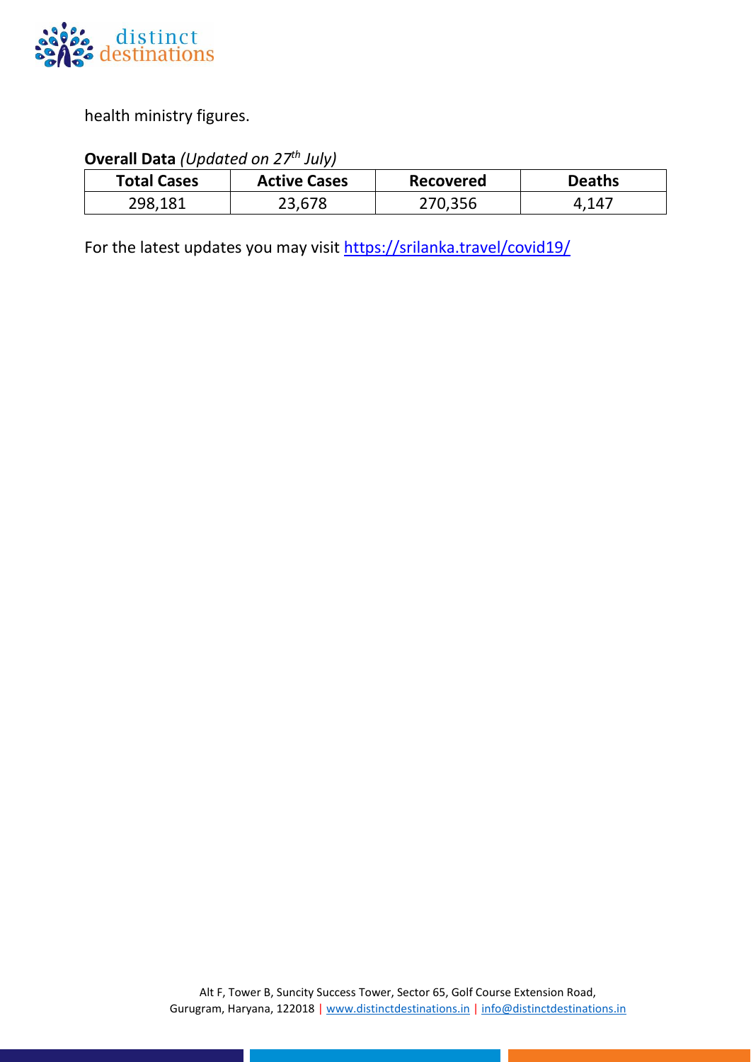health ministry figures.

**Overall Data** *(Updated on 27th July)*

| Total Cases | Active Cases | Recovered | Deaths |
| --- | --- | --- | --- |
| 298,181 | 23,678 | 270,356 | 4,147 |

For the latest updates you may visit [https://srilanka.travel/covid19/](https://srilanka.travel/covid19/)